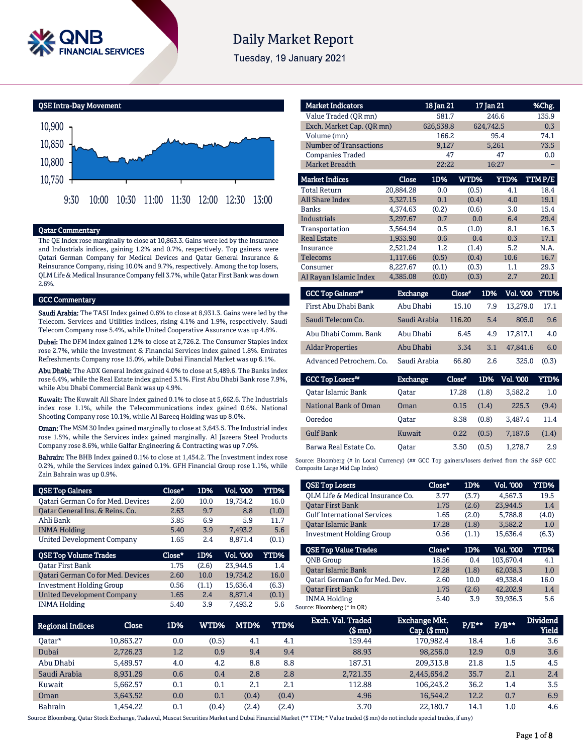# Daily Market Report

Tuesday, 19 January 2021

## QSE Intra-Day Movement

(Chart: 10,750 – 10,900; 9:30 – 13:00)

## Qatar Commentary

The QE Index rose marginally to close at 10,863.3. Gains were led by the Insurance and Industrials indices, gaining 1.2% and 0.7%, respectively. Top gainers were Qatari German Company for Medical Devices and Qatar General Insurance & Reinsurance Company, rising 10.0% and 9.7%, respectively. Among the top losers, QLM Life & Medical Insurance Company fell 3.7%, while Qatar First Bank was down 2.6%.

## GCC Commentary

**Saudi Arabia:** The TASI Index gained 0.6% to close at 8,931.3. Gains were led by the Telecom. Services and Utilities indices, rising 4.1% and 1.9%, respectively. Saudi Telecom Company rose 5.4%, while United Cooperative Assurance was up 4.8%.

**Dubai:** The DFM Index gained 1.2% to close at 2,726.2. The Consumer Staples index rose 2.7%, while the Investment & Financial Services index gained 1.8%. Emirates Refreshments Company rose 15.0%, while Dubai Financial Market was up 6.1%.

**Abu Dhabi:** The ADX General Index gained 4.0% to close at 5,489.6. The Banks index rose 6.4%, while the Real Estate index gained 3.1%. First Abu Dhabi Bank rose 7.9%, while Abu Dhabi Commercial Bank was up 4.9%.

**Kuwait:** The Kuwait All Share Index gained 0.1% to close at 5,662.6. The Industrials index rose 1.1%, while the Telecommunications index gained 0.6%. National Shooting Company rose 10.1%, while Al Bareeq Holding was up 8.0%.

**Oman:** The MSM 30 Index gained marginally to close at 3,643.5. The Industrial index rose 1.5%, while the Services index gained marginally. Al Jazeera Steel Products Company rose 8.6%, while Galfar Engineering & Contracting was up 7.0%.

**Bahrain:** The BHB Index gained 0.1% to close at 1,454.2. The Investment index rose 0.2%, while the Services index gained 0.1%. GFH Financial Group rose 1.1%, while Zain Bahrain was up 0.9%.

| QSE Top Gainers | Close* | 1D% | Vol. '000 | YTD% |
|---|---|---|---|---|
| Qatari German Co for Med. Devices | 2.60 | 10.0 | 19,734.2 | 16.0 |
| Qatar General Ins. & Reins. Co. | 2.63 | 9.7 | 8.8 | (1.0) |
| Ahli Bank | 3.85 | 6.9 | 5.9 | 11.7 |
| INMA Holding | 5.40 | 3.9 | 7,493.2 | 5.6 |
| United Development Company | 1.65 | 2.4 | 8,871.4 | (0.1) |

| QSE Top Volume Trades | Close* | 1D% | Vol. '000 | YTD% |
|---|---|---|---|---|
| Qatar First Bank | 1.75 | (2.6) | 23,944.5 | 1.4 |
| Qatari German Co for Med. Devices | 2.60 | 10.0 | 19,734.2 | 16.0 |
| Investment Holding Group | 0.56 | (1.1) | 15,636.4 | (6.3) |
| United Development Company | 1.65 | 2.4 | 8,871.4 | (0.1) |
| INMA Holding | 5.40 | 3.9 | 7,493.2 | 5.6 |

| Market Indicators | 18 Jan 21 | 17 Jan 21 | %Chg. |
|---|---|---|---|
| Value Traded (QR mn) | 581.7 | 246.6 | 135.9 |
| Exch. Market Cap. (QR mn) | 626,538.8 | 624,742.5 | 0.3 |
| Volume (mn) | 166.2 | 95.4 | 74.1 |
| Number of Transactions | 9,127 | 5,261 | 73.5 |
| Companies Traded | 47 | 47 | 0.0 |
| Market Breadth | 22:22 | 16:27 | – |

| Market Indices | Close | 1D% | WTD% | YTD% | TTM P/E |
|---|---|---|---|---|---|
| Total Return | 20,884.28 | 0.0 | (0.5) | 4.1 | 18.4 |
| All Share Index | 3,327.15 | 0.1 | (0.4) | 4.0 | 19.1 |
| Banks | 4,374.63 | (0.2) | (0.6) | 3.0 | 15.4 |
| Industrials | 3,297.67 | 0.7 | 0.0 | 6.4 | 29.4 |
| Transportation | 3,564.94 | 0.5 | (1.0) | 8.1 | 16.3 |
| Real Estate | 1,933.90 | 0.6 | 0.4 | 0.3 | 17.1 |
| Insurance | 2,521.24 | 1.2 | (1.4) | 5.2 | N.A. |
| Telecoms | 1,117.66 | (0.5) | (0.4) | 10.6 | 16.7 |
| Consumer | 8,227.67 | (0.1) | (0.3) | 1.1 | 29.3 |
| Al Rayan Islamic Index | 4,385.08 | (0.0) | (0.3) | 2.7 | 20.1 |

| GCC Top Gainers## | Exchange | Close# | 1D% | Vol. '000 | YTD% |
|---|---|---|---|---|---|
| First Abu Dhabi Bank | Abu Dhabi | 15.10 | 7.9 | 13,279.0 | 17.1 |
| Saudi Telecom Co. | Saudi Arabia | 116.20 | 5.4 | 805.0 | 9.6 |
| Abu Dhabi Comm. Bank | Abu Dhabi | 6.45 | 4.9 | 17,817.1 | 4.0 |
| Aldar Properties | Abu Dhabi | 3.34 | 3.1 | 47,841.6 | 6.0 |
| Advanced Petrochem. Co. | Saudi Arabia | 66.80 | 2.6 | 325.0 | (0.3) |

| GCC Top Losers## | Exchange | Close# | 1D% | Vol. '000 | YTD% |
|---|---|---|---|---|---|
| Qatar Islamic Bank | Qatar | 17.28 | (1.8) | 3,582.2 | 1.0 |
| National Bank of Oman | Oman | 0.15 | (1.4) | 225.3 | (9.4) |
| Ooredoo | Qatar | 8.38 | (0.8) | 3,487.4 | 11.4 |
| Gulf Bank | Kuwait | 0.22 | (0.5) | 7,187.6 | (1.4) |
| Barwa Real Estate Co. | Qatar | 3.50 | (0.5) | 1,278.7 | 2.9 |

Source: Bloomberg (# in Local Currency) (## GCC Top gainers/losers derived from the S&P GCC Composite Large Mid Cap Index)

| QSE Top Losers | Close* | 1D% | Vol. '000 | YTD% |
|---|---|---|---|---|
| QLM Life & Medical Insurance Co. | 3.77 | (3.7) | 4,567.3 | 19.5 |
| Qatar First Bank | 1.75 | (2.6) | 23,944.5 | 1.4 |
| Gulf International Services | 1.65 | (2.0) | 5,788.8 | (4.0) |
| Qatar Islamic Bank | 17.28 | (1.8) | 3,582.2 | 1.0 |
| Investment Holding Group | 0.56 | (1.1) | 15,636.4 | (6.3) |

| QSE Top Value Trades | Close* | 1D% | Val. '000 | YTD% |
|---|---|---|---|---|
| QNB Group | 18.56 | 0.4 | 103,670.4 | 4.1 |
| Qatar Islamic Bank | 17.28 | (1.8) | 62,038.3 | 1.0 |
| Qatari German Co for Med. Dev. | 2.60 | 10.0 | 49,338.4 | 16.0 |
| Qatar First Bank | 1.75 | (2.6) | 42,202.9 | 1.4 |
| INMA Holding | 5.40 | 3.9 | 39,936.3 | 5.6 |

Source: Bloomberg (* in QR)

| Regional Indices | Close | 1D% | WTD% | MTD% | YTD% | Exch. Val. Traded ($ mn) | Exchange Mkt. Cap. ($ mn) | P/E** | P/B** | Dividend Yield |
|---|---|---|---|---|---|---|---|---|---|---|
| Qatar* | 10,863.27 | 0.0 | (0.5) | 4.1 | 4.1 | 159.44 | 170,982.4 | 18.4 | 1.6 | 3.6 |
| Dubai | 2,726.23 | 1.2 | 0.9 | 9.4 | 9.4 | 88.93 | 98,256.0 | 12.9 | 0.9 | 3.6 |
| Abu Dhabi | 5,489.57 | 4.0 | 4.2 | 8.8 | 8.8 | 187.31 | 209,313.8 | 21.8 | 1.5 | 4.5 |
| Saudi Arabia | 8,931.29 | 0.6 | 0.4 | 2.8 | 2.8 | 2,721.35 | 2,445,654.2 | 35.7 | 2.1 | 2.4 |
| Kuwait | 5,662.57 | 0.1 | 0.1 | 2.1 | 2.1 | 112.88 | 106,243.2 | 36.2 | 1.4 | 3.5 |
| Oman | 3,643.52 | 0.0 | 0.1 | (0.4) | (0.4) | 4.96 | 16,544.2 | 12.2 | 0.7 | 6.9 |
| Bahrain | 1,454.22 | 0.1 | (0.4) | (2.4) | (2.4) | 3.70 | 22,180.7 | 14.1 | 1.0 | 4.6 |

Source: Bloomberg, Qatar Stock Exchange, Tadawul, Muscat Securities Market and Dubai Financial Market (** TTM; * Value traded ($ mn) do not include special trades, if any)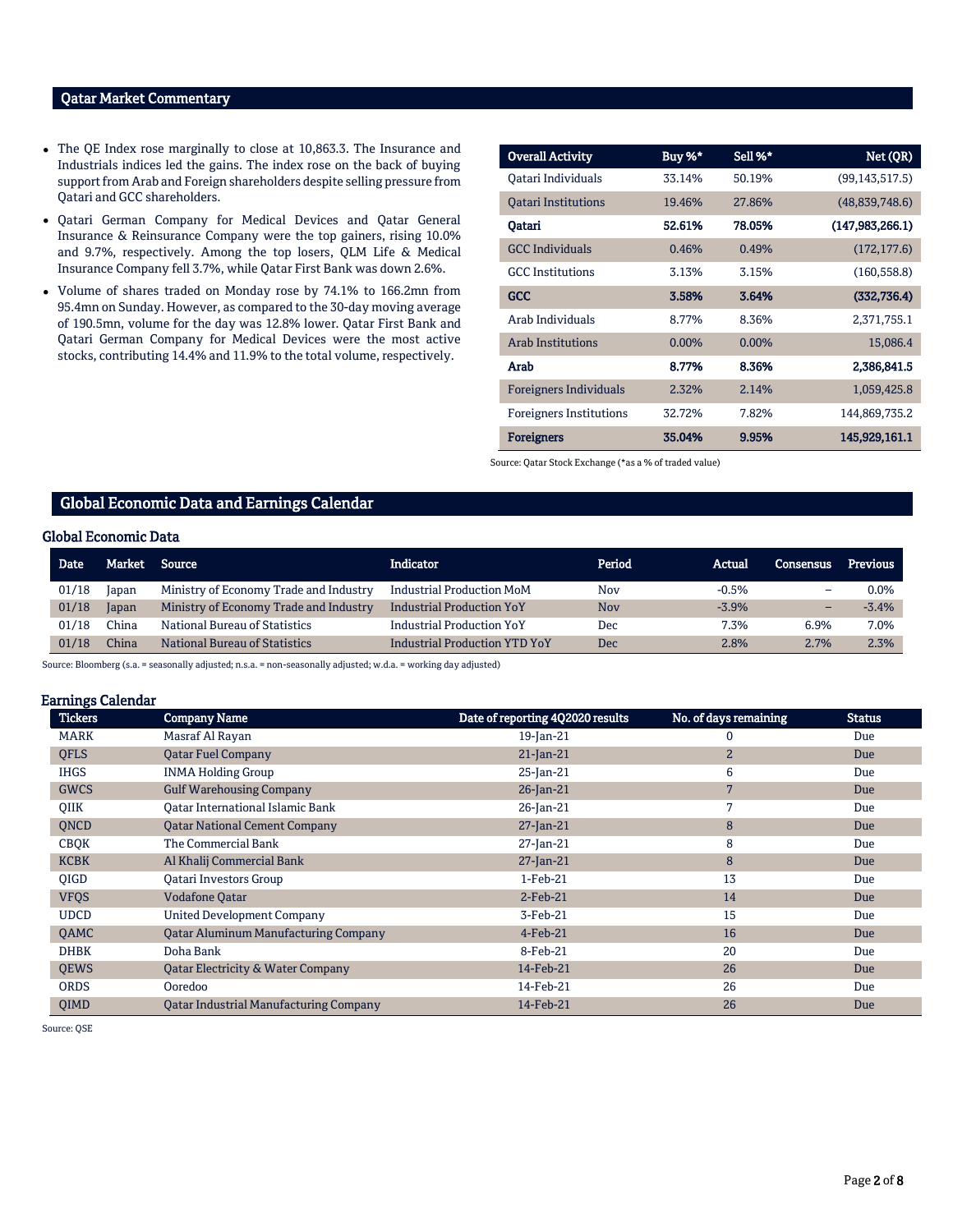## Qatar Market Commentary

- The QE Index rose marginally to close at 10,863.3. The Insurance and Industrials indices led the gains. The index rose on the back of buying support from Arab and Foreign shareholders despite selling pressure from Qatari and GCC shareholders.
- Qatari German Company for Medical Devices and Qatar General Insurance & Reinsurance Company were the top gainers, rising 10.0% and 9.7%, respectively. Among the top losers, QLM Life & Medical Insurance Company fell 3.7%, while Qatar First Bank was down 2.6%.
- Volume of shares traded on Monday rose by 74.1% to 166.2mn from 95.4mn on Sunday. However, as compared to the 30-day moving average of 190.5mn, volume for the day was 12.8% lower. Qatar First Bank and Qatari German Company for Medical Devices were the most active stocks, contributing 14.4% and 11.9% to the total volume, respectively.

| Overall Activity | Buy %* | Sell %* | Net (QR) |
|---|---|---|---|
| Qatari Individuals | 33.14% | 50.19% | (99,143,517.5) |
| Qatari Institutions | 19.46% | 27.86% | (48,839,748.6) |
| **Qatari** | **52.61%** | **78.05%** | **(147,983,266.1)** |
| GCC Individuals | 0.46% | 0.49% | (172,177.6) |
| GCC Institutions | 3.13% | 3.15% | (160,558.8) |
| **GCC** | **3.58%** | **3.64%** | **(332,736.4)** |
| Arab Individuals | 8.77% | 8.36% | 2,371,755.1 |
| Arab Institutions | 0.00% | 0.00% | 15,086.4 |
| **Arab** | **8.77%** | **8.36%** | **2,386,841.5** |
| Foreigners Individuals | 2.32% | 2.14% | 1,059,425.8 |
| Foreigners Institutions | 32.72% | 7.82% | 144,869,735.2 |
| **Foreigners** | **35.04%** | **9.95%** | **145,929,161.1** |

Source: Qatar Stock Exchange (*as a % of traded value)

## Global Economic Data and Earnings Calendar

### Global Economic Data

| Date | Market | Source | Indicator | Period | Actual | Consensus | Previous |
|---|---|---|---|---|---|---|---|
| 01/18 | Japan | Ministry of Economy Trade and Industry | Industrial Production MoM | Nov | -0.5% | – | 0.0% |
| 01/18 | Japan | Ministry of Economy Trade and Industry | Industrial Production YoY | Nov | -3.9% | – | -3.4% |
| 01/18 | China | National Bureau of Statistics | Industrial Production YoY | Dec | 7.3% | 6.9% | 7.0% |
| 01/18 | China | National Bureau of Statistics | Industrial Production YTD YoY | Dec | 2.8% | 2.7% | 2.3% |

Source: Bloomberg (s.a. = seasonally adjusted; n.s.a. = non-seasonally adjusted; w.d.a. = working day adjusted)

### Earnings Calendar

| Tickers | Company Name | Date of reporting 4Q2020 results | No. of days remaining | Status |
|---|---|---|---|---|
| MARK | Masraf Al Rayan | 19-Jan-21 | 0 | Due |
| QFLS | Qatar Fuel Company | 21-Jan-21 | 2 | Due |
| IHGS | INMA Holding Group | 25-Jan-21 | 6 | Due |
| GWCS | Gulf Warehousing Company | 26-Jan-21 | 7 | Due |
| QIIK | Qatar International Islamic Bank | 26-Jan-21 | 7 | Due |
| QNCD | Qatar National Cement Company | 27-Jan-21 | 8 | Due |
| CBQK | The Commercial Bank | 27-Jan-21 | 8 | Due |
| KCBK | Al Khalij Commercial Bank | 27-Jan-21 | 8 | Due |
| QIGD | Qatari Investors Group | 1-Feb-21 | 13 | Due |
| VFQS | Vodafone Qatar | 2-Feb-21 | 14 | Due |
| UDCD | United Development Company | 3-Feb-21 | 15 | Due |
| QAMC | Qatar Aluminum Manufacturing Company | 4-Feb-21 | 16 | Due |
| DHBK | Doha Bank | 8-Feb-21 | 20 | Due |
| QEWS | Qatar Electricity & Water Company | 14-Feb-21 | 26 | Due |
| ORDS | Ooredoo | 14-Feb-21 | 26 | Due |
| QIMD | Qatar Industrial Manufacturing Company | 14-Feb-21 | 26 | Due |

Source: QSE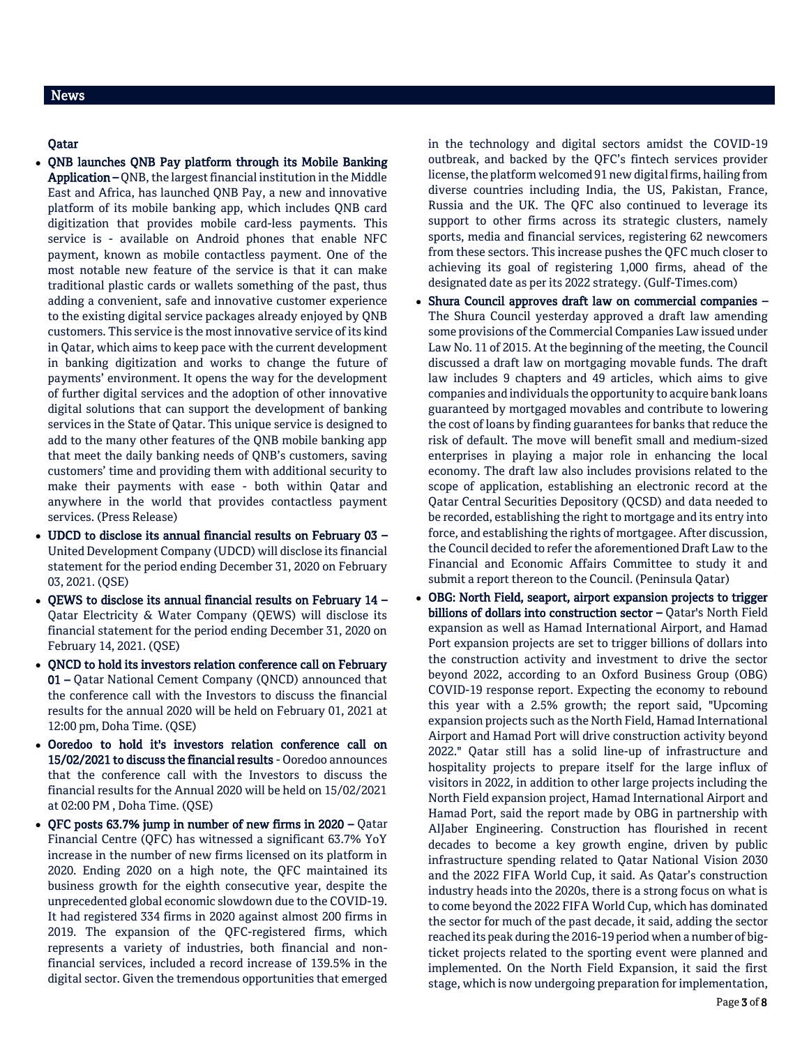## News

### Qatar

- **QNB launches QNB Pay platform through its Mobile Banking Application –** QNB, the largest financial institution in the Middle East and Africa, has launched QNB Pay, a new and innovative platform of its mobile banking app, which includes QNB card digitization that provides mobile card-less payments. This service is - available on Android phones that enable NFC payment, known as mobile contactless payment. One of the most notable new feature of the service is that it can make traditional plastic cards or wallets something of the past, thus adding a convenient, safe and innovative customer experience to the existing digital service packages already enjoyed by QNB customers. This service is the most innovative service of its kind in Qatar, which aims to keep pace with the current development in banking digitization and works to change the future of payments' environment. It opens the way for the development of further digital services and the adoption of other innovative digital solutions that can support the development of banking services in the State of Qatar. This unique service is designed to add to the many other features of the QNB mobile banking app that meet the daily banking needs of QNB's customers, saving customers' time and providing them with additional security to make their payments with ease - both within Qatar and anywhere in the world that provides contactless payment services. (Press Release)
- **UDCD to disclose its annual financial results on February 03 –** United Development Company (UDCD) will disclose its financial statement for the period ending December 31, 2020 on February 03, 2021. (QSE)
- **QEWS to disclose its annual financial results on February 14 –** Qatar Electricity & Water Company (QEWS) will disclose its financial statement for the period ending December 31, 2020 on February 14, 2021. (QSE)
- **QNCD to hold its investors relation conference call on February 01 –** Qatar National Cement Company (QNCD) announced that the conference call with the Investors to discuss the financial results for the annual 2020 will be held on February 01, 2021 at 12:00 pm, Doha Time. (QSE)
- **Ooredoo to hold it's investors relation conference call on 15/02/2021 to discuss the financial results** - Ooredoo announces that the conference call with the Investors to discuss the financial results for the Annual 2020 will be held on 15/02/2021 at 02:00 PM , Doha Time. (QSE)
- **QFC posts 63.7% jump in number of new firms in 2020 –** Qatar Financial Centre (QFC) has witnessed a significant 63.7% YoY increase in the number of new firms licensed on its platform in 2020. Ending 2020 on a high note, the QFC maintained its business growth for the eighth consecutive year, despite the unprecedented global economic slowdown due to the COVID-19. It had registered 334 firms in 2020 against almost 200 firms in 2019. The expansion of the QFC-registered firms, which represents a variety of industries, both financial and non-financial services, included a record increase of 139.5% in the digital sector. Given the tremendous opportunities that emerged in the technology and digital sectors amidst the COVID-19 outbreak, and backed by the QFC's fintech services provider license, the platform welcomed 91 new digital firms, hailing from diverse countries including India, the US, Pakistan, France, Russia and the UK. The QFC also continued to leverage its support to other firms across its strategic clusters, namely sports, media and financial services, registering 62 newcomers from these sectors. This increase pushes the QFC much closer to achieving its goal of registering 1,000 firms, ahead of the designated date as per its 2022 strategy. (Gulf-Times.com)
- **Shura Council approves draft law on commercial companies –** The Shura Council yesterday approved a draft law amending some provisions of the Commercial Companies Law issued under Law No. 11 of 2015. At the beginning of the meeting, the Council discussed a draft law on mortgaging movable funds. The draft law includes 9 chapters and 49 articles, which aims to give companies and individuals the opportunity to acquire bank loans guaranteed by mortgaged movables and contribute to lowering the cost of loans by finding guarantees for banks that reduce the risk of default. The move will benefit small and medium-sized enterprises in playing a major role in enhancing the local economy. The draft law also includes provisions related to the scope of application, establishing an electronic record at the Qatar Central Securities Depository (QCSD) and data needed to be recorded, establishing the right to mortgage and its entry into force, and establishing the rights of mortgagee. After discussion, the Council decided to refer the aforementioned Draft Law to the Financial and Economic Affairs Committee to study it and submit a report thereon to the Council. (Peninsula Qatar)
- **OBG: North Field, seaport, airport expansion projects to trigger billions of dollars into construction sector –** Qatar's North Field expansion as well as Hamad International Airport, and Hamad Port expansion projects are set to trigger billions of dollars into the construction activity and investment to drive the sector beyond 2022, according to an Oxford Business Group (OBG) COVID-19 response report. Expecting the economy to rebound this year with a 2.5% growth; the report said, "Upcoming expansion projects such as the North Field, Hamad International Airport and Hamad Port will drive construction activity beyond 2022." Qatar still has a solid line-up of infrastructure and hospitality projects to prepare itself for the large influx of visitors in 2022, in addition to other large projects including the North Field expansion project, Hamad International Airport and Hamad Port, said the report made by OBG in partnership with AlJaber Engineering. Construction has flourished in recent decades to become a key growth engine, driven by public infrastructure spending related to Qatar National Vision 2030 and the 2022 FIFA World Cup, it said. As Qatar's construction industry heads into the 2020s, there is a strong focus on what is to come beyond the 2022 FIFA World Cup, which has dominated the sector for much of the past decade, it said, adding the sector reached its peak during the 2016-19 period when a number of big-ticket projects related to the sporting event were planned and implemented. On the North Field Expansion, it said the first stage, which is now undergoing preparation for implementation,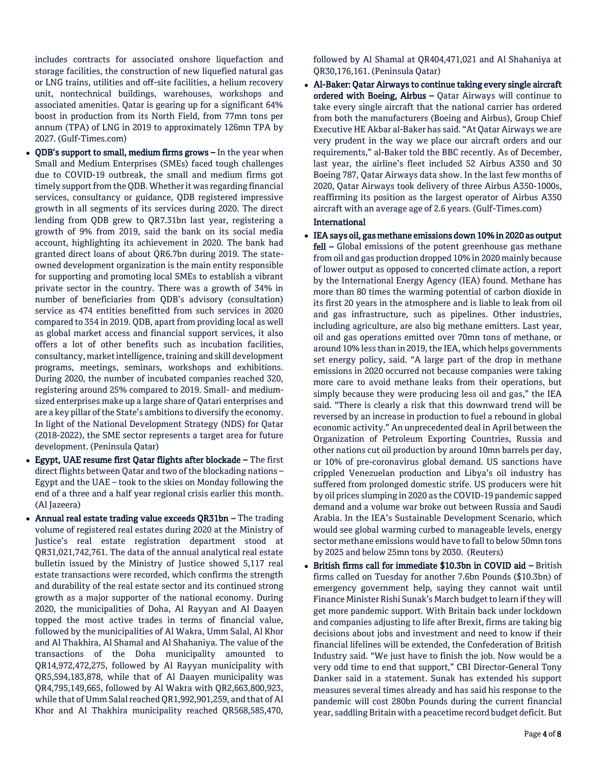includes contracts for associated onshore liquefaction and storage facilities, the construction of new liquefied natural gas or LNG trains, utilities and off-site facilities, a helium recovery unit, nontechnical buildings, warehouses, workshops and associated amenities. Qatar is gearing up for a significant 64% boost in production from its North Field, from 77mn tons per annum (TPA) of LNG in 2019 to approximately 126mn TPA by 2027. (Gulf-Times.com)

- **QDB's support to small, medium firms grows –** In the year when Small and Medium Enterprises (SMEs) faced tough challenges due to COVID-19 outbreak, the small and medium firms got timely support from the QDB. Whether it was regarding financial services, consultancy or guidance, QDB registered impressive growth in all segments of its services during 2020. The direct lending from QDB grew to QR7.31bn last year, registering a growth of 9% from 2019, said the bank on its social media account, highlighting its achievement in 2020. The bank had granted direct loans of about QR6.7bn during 2019. The state-owned development organization is the main entity responsible for supporting and promoting local SMEs to establish a vibrant private sector in the country. There was a growth of 34% in number of beneficiaries from QDB's advisory (consultation) service as 474 entities benefitted from such services in 2020 compared to 354 in 2019. QDB, apart from providing local as well as global market access and financial support services, it also offers a lot of other benefits such as incubation facilities, consultancy, market intelligence, training and skill development programs, meetings, seminars, workshops and exhibitions. During 2020, the number of incubated companies reached 320, registering around 25% compared to 2019. Small- and medium-sized enterprises make up a large share of Qatari enterprises and are a key pillar of the State's ambitions to diversify the economy. In light of the National Development Strategy (NDS) for Qatar (2018-2022), the SME sector represents a target area for future development. (Peninsula Qatar)
- **Egypt, UAE resume first Qatar flights after blockade –** The first direct flights between Qatar and two of the blockading nations – Egypt and the UAE – took to the skies on Monday following the end of a three and a half year regional crisis earlier this month. (Al Jazeera)
- **Annual real estate trading value exceeds QR31bn –** The trading volume of registered real estates during 2020 at the Ministry of Justice's real estate registration department stood at QR31,021,742,761. The data of the annual analytical real estate bulletin issued by the Ministry of Justice showed 5,117 real estate transactions were recorded, which confirms the strength and durability of the real estate sector and its continued strong growth as a major supporter of the national economy. During 2020, the municipalities of Doha, Al Rayyan and Al Daayen topped the most active trades in terms of financial value, followed by the municipalities of Al Wakra, Umm Salal, Al Khor and Al Thakhira, Al Shamal and Al Shahaniya. The value of the transactions of the Doha municipality amounted to QR14,972,472,275, followed by Al Rayyan municipality with QR5,594,183,878, while that of Al Daayen municipality was QR4,795,149,665, followed by Al Wakra with QR2,663,800,923, while that of Umm Salal reached QR1,992,901,259, and that of Al Khor and Al Thakhira municipality reached QR568,585,470, followed by Al Shamal at QR404,471,021 and Al Shahaniya at QR30,176,161. (Peninsula Qatar)
- **Al-Baker: Qatar Airways to continue taking every single aircraft ordered with Boeing, Airbus –** Qatar Airways will continue to take every single aircraft that the national carrier has ordered from both the manufacturers (Boeing and Airbus), Group Chief Executive HE Akbar al-Baker has said. "At Qatar Airways we are very prudent in the way we place our aircraft orders and our requirements," al-Baker told the BBC recently. As of December, last year, the airline's fleet included 52 Airbus A350 and 30 Boeing 787, Qatar Airways data show. In the last few months of 2020, Qatar Airways took delivery of three Airbus A350-1000s, reaffirming its position as the largest operator of Airbus A350 aircraft with an average age of 2.6 years. (Gulf-Times.com)

## International

- **IEA says oil, gas methane emissions down 10% in 2020 as output fell –** Global emissions of the potent greenhouse gas methane from oil and gas production dropped 10% in 2020 mainly because of lower output as opposed to concerted climate action, a report by the International Energy Agency (IEA) found. Methane has more than 80 times the warming potential of carbon dioxide in its first 20 years in the atmosphere and is liable to leak from oil and gas infrastructure, such as pipelines. Other industries, including agriculture, are also big methane emitters. Last year, oil and gas operations emitted over 70mn tons of methane, or around 10% less than in 2019, the IEA, which helps governments set energy policy, said. "A large part of the drop in methane emissions in 2020 occurred not because companies were taking more care to avoid methane leaks from their operations, but simply because they were producing less oil and gas," the IEA said. "There is clearly a risk that this downward trend will be reversed by an increase in production to fuel a rebound in global economic activity." An unprecedented deal in April between the Organization of Petroleum Exporting Countries, Russia and other nations cut oil production by around 10mn barrels per day, or 10% of pre-coronavirus global demand. US sanctions have crippled Venezuelan production and Libya's oil industry has suffered from prolonged domestic strife. US producers were hit by oil prices slumping in 2020 as the COVID-19 pandemic sapped demand and a volume war broke out between Russia and Saudi Arabia. In the IEA's Sustainable Development Scenario, which would see global warming curbed to manageable levels, energy sector methane emissions would have to fall to below 50mn tons by 2025 and below 25mn tons by 2030. (Reuters)
- **British firms call for immediate $10.3bn in COVID aid –** British firms called on Tuesday for another 7.6bn Pounds ($10.3bn) of emergency government help, saying they cannot wait until Finance Minister Rishi Sunak's March budget to learn if they will get more pandemic support. With Britain back under lockdown and companies adjusting to life after Brexit, firms are taking big decisions about jobs and investment and need to know if their financial lifelines will be extended, the Confederation of British Industry said. "We just have to finish the job. Now would be a very odd time to end that support," CBI Director-General Tony Danker said in a statement. Sunak has extended his support measures several times already and has said his response to the pandemic will cost 280bn Pounds during the current financial year, saddling Britain with a peacetime record budget deficit. But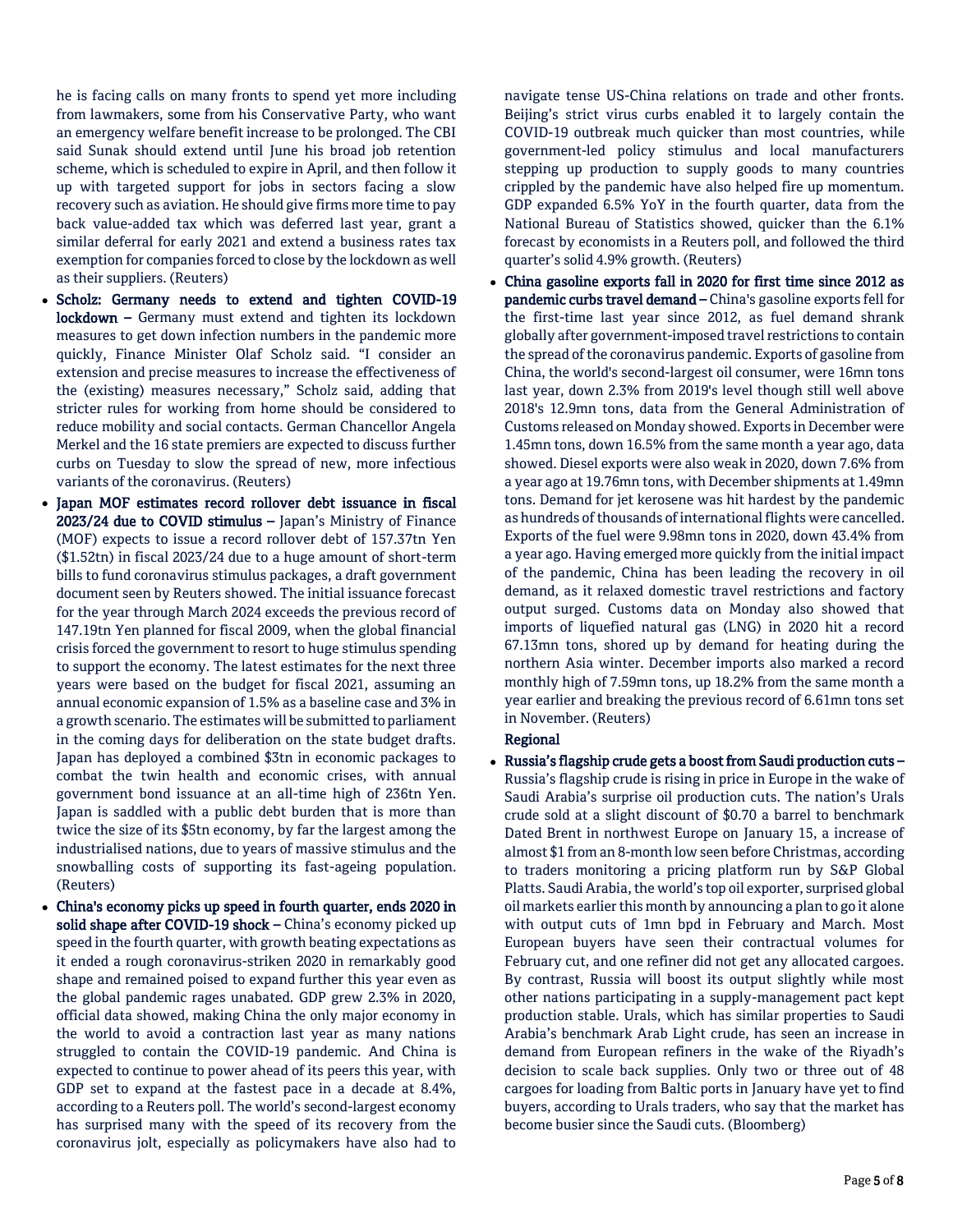he is facing calls on many fronts to spend yet more including from lawmakers, some from his Conservative Party, who want an emergency welfare benefit increase to be prolonged. The CBI said Sunak should extend until June his broad job retention scheme, which is scheduled to expire in April, and then follow it up with targeted support for jobs in sectors facing a slow recovery such as aviation. He should give firms more time to pay back value-added tax which was deferred last year, grant a similar deferral for early 2021 and extend a business rates tax exemption for companies forced to close by the lockdown as well as their suppliers. (Reuters)

- **Scholz: Germany needs to extend and tighten COVID-19 lockdown –** Germany must extend and tighten its lockdown measures to get down infection numbers in the pandemic more quickly, Finance Minister Olaf Scholz said. "I consider an extension and precise measures to increase the effectiveness of the (existing) measures necessary," Scholz said, adding that stricter rules for working from home should be considered to reduce mobility and social contacts. German Chancellor Angela Merkel and the 16 state premiers are expected to discuss further curbs on Tuesday to slow the spread of new, more infectious variants of the coronavirus. (Reuters)
- **Japan MOF estimates record rollover debt issuance in fiscal 2023/24 due to COVID stimulus –** Japan's Ministry of Finance (MOF) expects to issue a record rollover debt of 157.37tn Yen ($1.52tn) in fiscal 2023/24 due to a huge amount of short-term bills to fund coronavirus stimulus packages, a draft government document seen by Reuters showed. The initial issuance forecast for the year through March 2024 exceeds the previous record of 147.19tn Yen planned for fiscal 2009, when the global financial crisis forced the government to resort to huge stimulus spending to support the economy. The latest estimates for the next three years were based on the budget for fiscal 2021, assuming an annual economic expansion of 1.5% as a baseline case and 3% in a growth scenario. The estimates will be submitted to parliament in the coming days for deliberation on the state budget drafts. Japan has deployed a combined $3tn in economic packages to combat the twin health and economic crises, with annual government bond issuance at an all-time high of 236tn Yen. Japan is saddled with a public debt burden that is more than twice the size of its $5tn economy, by far the largest among the industrialised nations, due to years of massive stimulus and the snowballing costs of supporting its fast-ageing population. (Reuters)
- **China's economy picks up speed in fourth quarter, ends 2020 in solid shape after COVID-19 shock –** China's economy picked up speed in the fourth quarter, with growth beating expectations as it ended a rough coronavirus-striken 2020 in remarkably good shape and remained poised to expand further this year even as the global pandemic rages unabated. GDP grew 2.3% in 2020, official data showed, making China the only major economy in the world to avoid a contraction last year as many nations struggled to contain the COVID-19 pandemic. And China is expected to continue to power ahead of its peers this year, with GDP set to expand at the fastest pace in a decade at 8.4%, according to a Reuters poll. The world's second-largest economy has surprised many with the speed of its recovery from the coronavirus jolt, especially as policymakers have also had to navigate tense US-China relations on trade and other fronts. Beijing's strict virus curbs enabled it to largely contain the COVID-19 outbreak much quicker than most countries, while government-led policy stimulus and local manufacturers stepping up production to supply goods to many countries crippled by the pandemic have also helped fire up momentum. GDP expanded 6.5% YoY in the fourth quarter, data from the National Bureau of Statistics showed, quicker than the 6.1% forecast by economists in a Reuters poll, and followed the third quarter's solid 4.9% growth. (Reuters)
- **China gasoline exports fall in 2020 for first time since 2012 as pandemic curbs travel demand –** China's gasoline exports fell for the first-time last year since 2012, as fuel demand shrank globally after government-imposed travel restrictions to contain the spread of the coronavirus pandemic. Exports of gasoline from China, the world's second-largest oil consumer, were 16mn tons last year, down 2.3% from 2019's level though still well above 2018's 12.9mn tons, data from the General Administration of Customs released on Monday showed. Exports in December were 1.45mn tons, down 16.5% from the same month a year ago, data showed. Diesel exports were also weak in 2020, down 7.6% from a year ago at 19.76mn tons, with December shipments at 1.49mn tons. Demand for jet kerosene was hit hardest by the pandemic as hundreds of thousands of international flights were cancelled. Exports of the fuel were 9.98mn tons in 2020, down 43.4% from a year ago. Having emerged more quickly from the initial impact of the pandemic, China has been leading the recovery in oil demand, as it relaxed domestic travel restrictions and factory output surged. Customs data on Monday also showed that imports of liquefied natural gas (LNG) in 2020 hit a record 67.13mn tons, shored up by demand for heating during the northern Asia winter. December imports also marked a record monthly high of 7.59mn tons, up 18.2% from the same month a year earlier and breaking the previous record of 6.61mn tons set in November. (Reuters)

**Regional**

- **Russia's flagship crude gets a boost from Saudi production cuts –** Russia's flagship crude is rising in price in Europe in the wake of Saudi Arabia's surprise oil production cuts. The nation's Urals crude sold at a slight discount of $0.70 a barrel to benchmark Dated Brent in northwest Europe on January 15, a increase of almost $1 from an 8-month low seen before Christmas, according to traders monitoring a pricing platform run by S&P Global Platts. Saudi Arabia, the world's top oil exporter, surprised global oil markets earlier this month by announcing a plan to go it alone with output cuts of 1mn bpd in February and March. Most European buyers have seen their contractual volumes for February cut, and one refiner did not get any allocated cargoes. By contrast, Russia will boost its output slightly while most other nations participating in a supply-management pact kept production stable. Urals, which has similar properties to Saudi Arabia's benchmark Arab Light crude, has seen an increase in demand from European refiners in the wake of the Riyadh's decision to scale back supplies. Only two or three out of 48 cargoes for loading from Baltic ports in January have yet to find buyers, according to Urals traders, who say that the market has become busier since the Saudi cuts. (Bloomberg)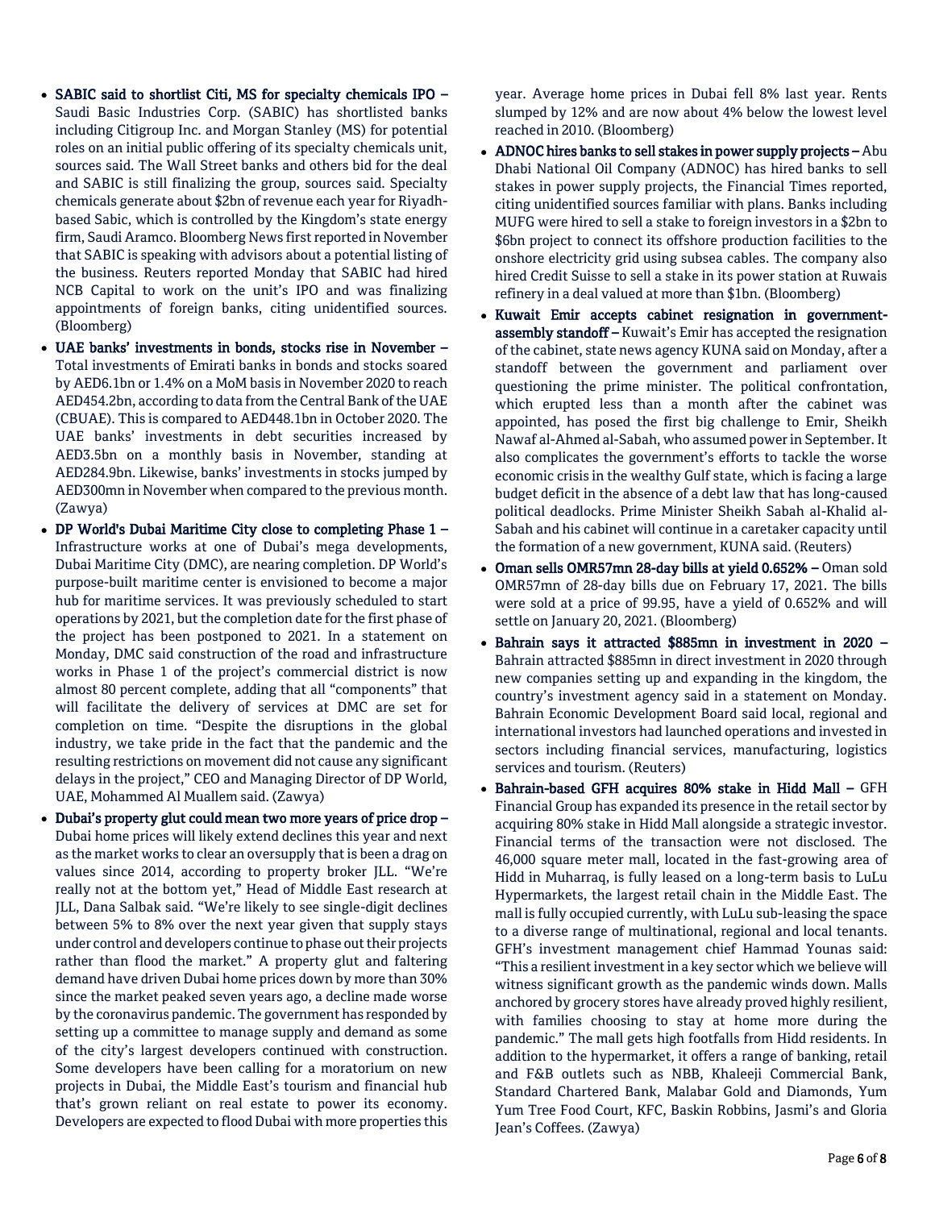- **SABIC said to shortlist Citi, MS for specialty chemicals IPO –** Saudi Basic Industries Corp. (SABIC) has shortlisted banks including Citigroup Inc. and Morgan Stanley (MS) for potential roles on an initial public offering of its specialty chemicals unit, sources said. The Wall Street banks and others bid for the deal and SABIC is still finalizing the group, sources said. Specialty chemicals generate about $2bn of revenue each year for Riyadh-based Sabic, which is controlled by the Kingdom's state energy firm, Saudi Aramco. Bloomberg News first reported in November that SABIC is speaking with advisors about a potential listing of the business. Reuters reported Monday that SABIC had hired NCB Capital to work on the unit's IPO and was finalizing appointments of foreign banks, citing unidentified sources. (Bloomberg)
- **UAE banks' investments in bonds, stocks rise in November –** Total investments of Emirati banks in bonds and stocks soared by AED6.1bn or 1.4% on a MoM basis in November 2020 to reach AED454.2bn, according to data from the Central Bank of the UAE (CBUAE). This is compared to AED448.1bn in October 2020. The UAE banks' investments in debt securities increased by AED3.5bn on a monthly basis in November, standing at AED284.9bn. Likewise, banks' investments in stocks jumped by AED300mn in November when compared to the previous month. (Zawya)
- **DP World's Dubai Maritime City close to completing Phase 1 –** Infrastructure works at one of Dubai's mega developments, Dubai Maritime City (DMC), are nearing completion. DP World's purpose-built maritime center is envisioned to become a major hub for maritime services. It was previously scheduled to start operations by 2021, but the completion date for the first phase of the project has been postponed to 2021. In a statement on Monday, DMC said construction of the road and infrastructure works in Phase 1 of the project's commercial district is now almost 80 percent complete, adding that all "components" that will facilitate the delivery of services at DMC are set for completion on time. "Despite the disruptions in the global industry, we take pride in the fact that the pandemic and the resulting restrictions on movement did not cause any significant delays in the project," CEO and Managing Director of DP World, UAE, Mohammed Al Muallem said. (Zawya)
- **Dubai's property glut could mean two more years of price drop –** Dubai home prices will likely extend declines this year and next as the market works to clear an oversupply that is been a drag on values since 2014, according to property broker JLL. "We're really not at the bottom yet," Head of Middle East research at JLL, Dana Salbak said. "We're likely to see single-digit declines between 5% to 8% over the next year given that supply stays under control and developers continue to phase out their projects rather than flood the market." A property glut and faltering demand have driven Dubai home prices down by more than 30% since the market peaked seven years ago, a decline made worse by the coronavirus pandemic. The government has responded by setting up a committee to manage supply and demand as some of the city's largest developers continued with construction. Some developers have been calling for a moratorium on new projects in Dubai, the Middle East's tourism and financial hub that's grown reliant on real estate to power its economy. Developers are expected to flood Dubai with more properties this year. Average home prices in Dubai fell 8% last year. Rents slumped by 12% and are now about 4% below the lowest level reached in 2010. (Bloomberg)
- **ADNOC hires banks to sell stakes in power supply projects –** Abu Dhabi National Oil Company (ADNOC) has hired banks to sell stakes in power supply projects, the Financial Times reported, citing unidentified sources familiar with plans. Banks including MUFG were hired to sell a stake to foreign investors in a $2bn to $6bn project to connect its offshore production facilities to the onshore electricity grid using subsea cables. The company also hired Credit Suisse to sell a stake in its power station at Ruwais refinery in a deal valued at more than $1bn. (Bloomberg)
- **Kuwait Emir accepts cabinet resignation in government-assembly standoff –** Kuwait's Emir has accepted the resignation of the cabinet, state news agency KUNA said on Monday, after a standoff between the government and parliament over questioning the prime minister. The political confrontation, which erupted less than a month after the cabinet was appointed, has posed the first big challenge to Emir, Sheikh Nawaf al-Ahmed al-Sabah, who assumed power in September. It also complicates the government's efforts to tackle the worse economic crisis in the wealthy Gulf state, which is facing a large budget deficit in the absence of a debt law that has long-caused political deadlocks. Prime Minister Sheikh Sabah al-Khalid al-Sabah and his cabinet will continue in a caretaker capacity until the formation of a new government, KUNA said. (Reuters)
- **Oman sells OMR57mn 28-day bills at yield 0.652% –** Oman sold OMR57mn of 28-day bills due on February 17, 2021. The bills were sold at a price of 99.95, have a yield of 0.652% and will settle on January 20, 2021. (Bloomberg)
- **Bahrain says it attracted $885mn in investment in 2020 –** Bahrain attracted $885mn in direct investment in 2020 through new companies setting up and expanding in the kingdom, the country's investment agency said in a statement on Monday. Bahrain Economic Development Board said local, regional and international investors had launched operations and invested in sectors including financial services, manufacturing, logistics services and tourism. (Reuters)
- **Bahrain-based GFH acquires 80% stake in Hidd Mall –** GFH Financial Group has expanded its presence in the retail sector by acquiring 80% stake in Hidd Mall alongside a strategic investor. Financial terms of the transaction were not disclosed. The 46,000 square meter mall, located in the fast-growing area of Hidd in Muharraq, is fully leased on a long-term basis to LuLu Hypermarkets, the largest retail chain in the Middle East. The mall is fully occupied currently, with LuLu sub-leasing the space to a diverse range of multinational, regional and local tenants. GFH's investment management chief Hammad Younas said: "This a resilient investment in a key sector which we believe will witness significant growth as the pandemic winds down. Malls anchored by grocery stores have already proved highly resilient, with families choosing to stay at home more during the pandemic." The mall gets high footfalls from Hidd residents. In addition to the hypermarket, it offers a range of banking, retail and F&B outlets such as NBB, Khaleeji Commercial Bank, Standard Chartered Bank, Malabar Gold and Diamonds, Yum Yum Tree Food Court, KFC, Baskin Robbins, Jasmi's and Gloria Jean's Coffees. (Zawya)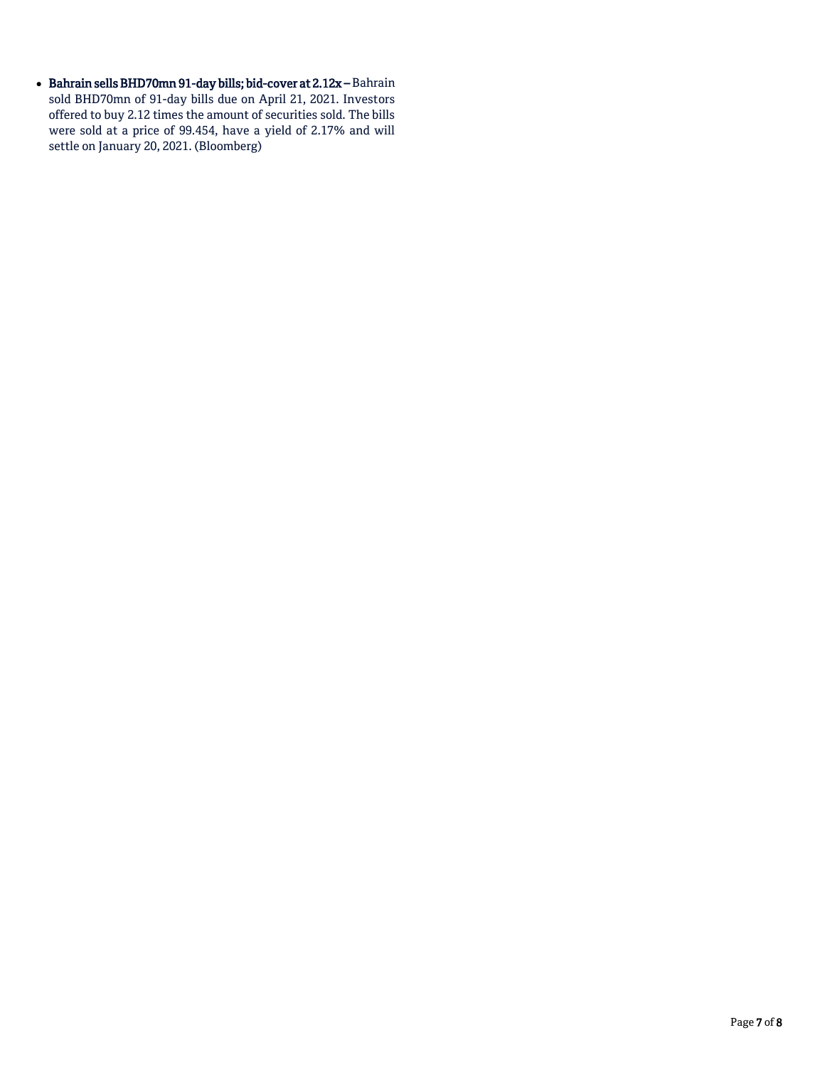- **Bahrain sells BHD70mn 91-day bills; bid-cover at 2.12x –** Bahrain sold BHD70mn of 91-day bills due on April 21, 2021. Investors offered to buy 2.12 times the amount of securities sold. The bills were sold at a price of 99.454, have a yield of 2.17% and will settle on January 20, 2021. (Bloomberg)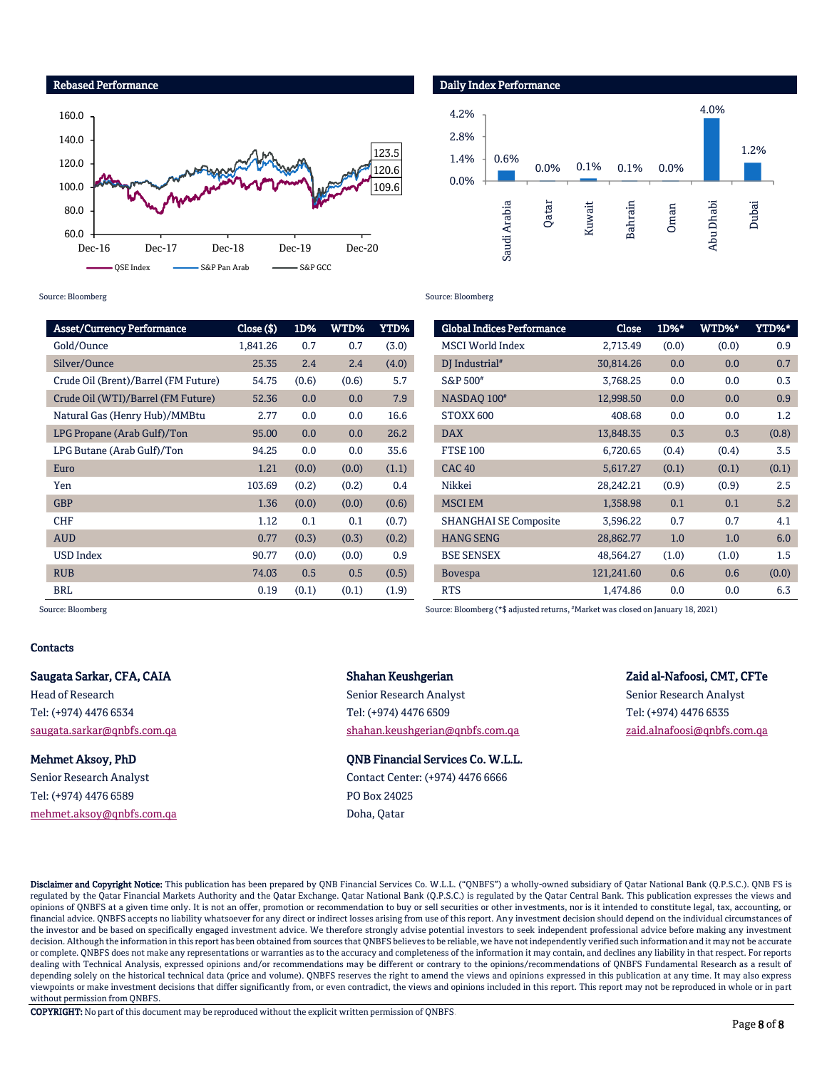### Rebased Performance

160.0
140.0
120.0
100.0
80.0
60.0

Dec-16 Dec-17 Dec-18 Dec-19 Dec-20

123.5
120.6
109.6

QSE Index S&P Pan Arab S&P GCC

Source: Bloomberg

### Daily Index Performance

4.2%
2.8%
1.4%
0.0%

0.6% 0.0% 0.1% 0.1% 0.0% 4.0% 1.2%

Saudi Arabia Qatar Kuwait Bahrain Oman Abu Dhabi Dubai

Source: Bloomberg

| Asset/Currency Performance | Close ($) | 1D% | WTD% | YTD% |
|---|---|---|---|---|
| Gold/Ounce | 1,841.26 | 0.7 | 0.7 | (3.0) |
| Silver/Ounce | 25.35 | 2.4 | 2.4 | (4.0) |
| Crude Oil (Brent)/Barrel (FM Future) | 54.75 | (0.6) | (0.6) | 5.7 |
| Crude Oil (WTI)/Barrel (FM Future) | 52.36 | 0.0 | 0.0 | 7.9 |
| Natural Gas (Henry Hub)/MMBtu | 2.77 | 0.0 | 0.0 | 16.6 |
| LPG Propane (Arab Gulf)/Ton | 95.00 | 0.0 | 0.0 | 26.2 |
| LPG Butane (Arab Gulf)/Ton | 94.25 | 0.0 | 0.0 | 35.6 |
| Euro | 1.21 | (0.0) | (0.0) | (1.1) |
| Yen | 103.69 | (0.2) | (0.2) | 0.4 |
| GBP | 1.36 | (0.0) | (0.0) | (0.6) |
| CHF | 1.12 | 0.1 | 0.1 | (0.7) |
| AUD | 0.77 | (0.3) | (0.3) | (0.2) |
| USD Index | 90.77 | (0.0) | (0.0) | 0.9 |
| RUB | 74.03 | 0.5 | 0.5 | (0.5) |
| BRL | 0.19 | (0.1) | (0.1) | (1.9) |

Source: Bloomberg

| Global Indices Performance | Close | 1D%* | WTD%* | YTD%* |
|---|---|---|---|---|
| MSCI World Index | 2,713.49 | (0.0) | (0.0) | 0.9 |
| DJ Industrial# | 30,814.26 | 0.0 | 0.0 | 0.7 |
| S&P 500# | 3,768.25 | 0.0 | 0.0 | 0.3 |
| NASDAQ 100# | 12,998.50 | 0.0 | 0.0 | 0.9 |
| STOXX 600 | 408.68 | 0.0 | 0.0 | 1.2 |
| DAX | 13,848.35 | 0.3 | 0.3 | (0.8) |
| FTSE 100 | 6,720.65 | (0.4) | (0.4) | 3.5 |
| CAC 40 | 5,617.27 | (0.1) | (0.1) | (0.1) |
| Nikkei | 28,242.21 | (0.9) | (0.9) | 2.5 |
| MSCI EM | 1,358.98 | 0.1 | 0.1 | 5.2 |
| SHANGHAI SE Composite | 3,596.22 | 0.7 | 0.7 | 4.1 |
| HANG SENG | 28,862.77 | 1.0 | 1.0 | 6.0 |
| BSE SENSEX | 48,564.27 | (1.0) | (1.0) | 1.5 |
| Bovespa | 121,241.60 | 0.6 | 0.6 | (0.0) |
| RTS | 1,474.86 | 0.0 | 0.0 | 6.3 |

Source: Bloomberg (*$ adjusted returns, #Market was closed on January 18, 2021)

### Contacts

**Saugata Sarkar, CFA, CAIA**
Head of Research
Tel: (+974) 4476 6534
saugata.sarkar@qnbfs.com.qa

**Shahan Keushgerian**
Senior Research Analyst
Tel: (+974) 4476 6509
shahan.keushgerian@qnbfs.com.qa

**Zaid al-Nafoosi, CMT, CFTe**
Senior Research Analyst
Tel: (+974) 4476 6535
zaid.alnafoosi@qnbfs.com.qa

**Mehmet Aksoy, PhD**
Senior Research Analyst
Tel: (+974) 4476 6589
mehmet.aksoy@qnbfs.com.qa

**QNB Financial Services Co. W.L.L.**
Contact Center: (+974) 4476 6666
PO Box 24025
Doha, Qatar

**Disclaimer and Copyright Notice:** This publication has been prepared by QNB Financial Services Co. W.L.L. ("QNBFS") a wholly-owned subsidiary of Qatar National Bank (Q.P.S.C.). QNB FS is regulated by the Qatar Financial Markets Authority and the Qatar Exchange. Qatar National Bank (Q.P.S.C.) is regulated by the Qatar Central Bank. This publication expresses the views and opinions of QNBFS at a given time only. It is not an offer, promotion or recommendation to buy or sell securities or other investments, nor is it intended to constitute legal, tax, accounting, or financial advice. QNBFS accepts no liability whatsoever for any direct or indirect losses arising from use of this report. Any investment decision should depend on the individual circumstances of the investor and be based on specifically engaged investment advice. We therefore strongly advise potential investors to seek independent professional advice before making any investment decision. Although the information in this report has been obtained from sources that QNBFS believes to be reliable, we have not independently verified such information and it may not be accurate or complete. QNBFS does not make any representations or warranties as to the accuracy and completeness of the information it may contain, and declines any liability in that respect. For reports dealing with Technical Analysis, expressed opinions and/or recommendations may be different or contrary to the opinions/recommendations of QNBFS Fundamental Research as a result of depending solely on the historical technical data (price and volume). QNBFS reserves the right to amend the views and opinions expressed in this publication at any time. It may also express viewpoints or make investment decisions that differ significantly from, or even contradict, the views and opinions included in this report. This report may not be reproduced in whole or in part without permission from QNBFS.

**COPYRIGHT:** No part of this document may be reproduced without the explicit written permission of QNBFS